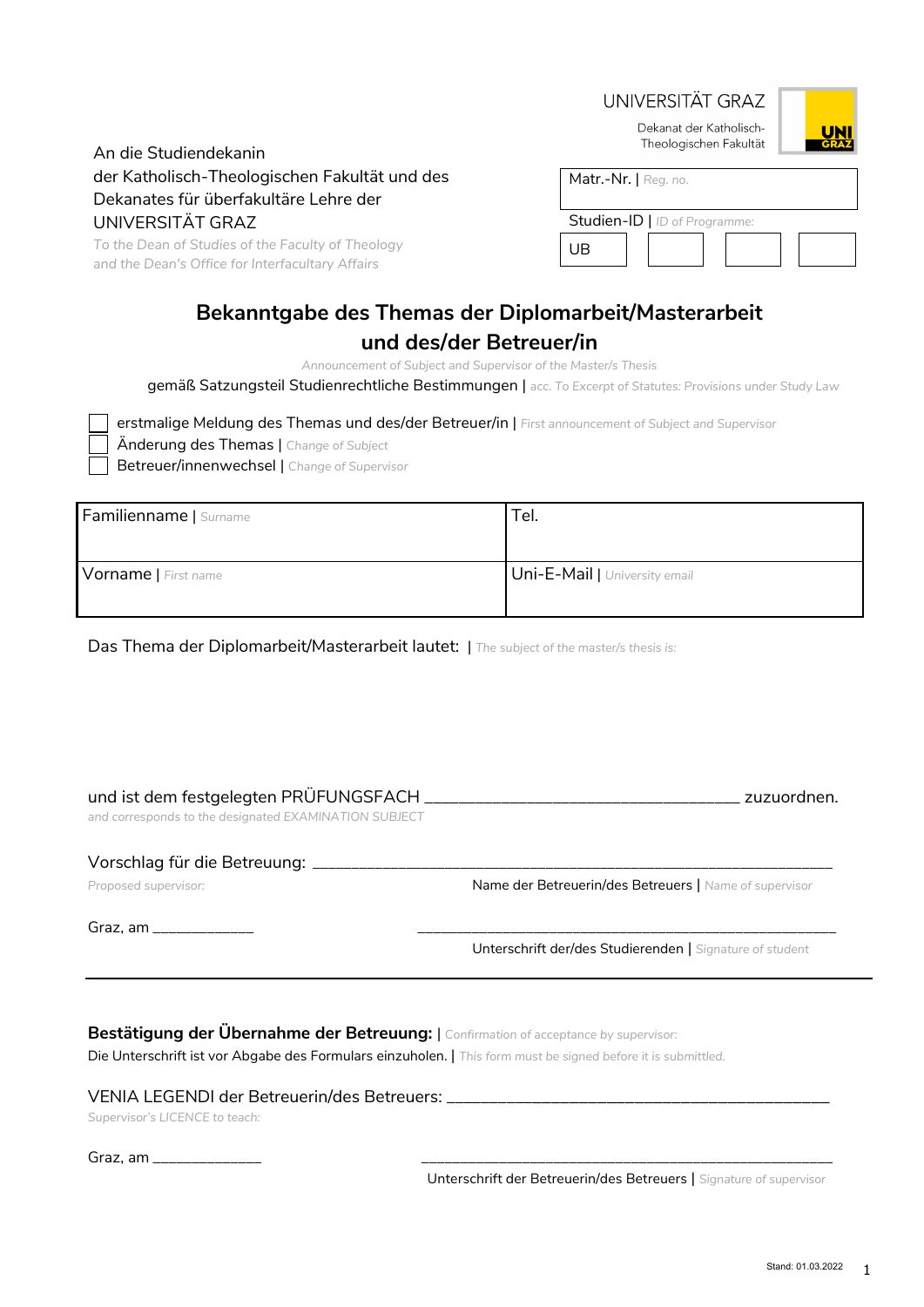UNIVERSITÄT GRAZ

Dekanat der Katholisch-Theologischen Fakultät

An die Studiendekanin
der Katholisch-Theologischen Fakultät und des
Dekanates für überfakultäre Lehre der
UNIVERSITÄT GRAZ

*To the Dean of Studies of the Faculty of Theology*
*and the Dean's Office for Interfacultary Affairs*

| Matr.-Nr. \| *Reg. no.* | | | |
|---|---|---|---|
| Studien-ID \| *ID of Programme:* | | | |
| UB | | | |

# Bekanntgabe des Themas der Diplomarbeit/Masterarbeit und des/der Betreuer/in

*Announcement of Subject and Supervisor of the Master/s Thesis*

gemäß Satzungsteil Studienrechtliche Bestimmungen | *acc. To Excerpt of Statutes: Provisions under Study Law*

- ☐ erstmalige Meldung des Themas und des/der Betreuer/in | *First announcement of Subject and Supervisor*
- ☐ Änderung des Themas | *Change of Subject*
- ☐ Betreuer/innenwechsel | *Change of Supervisor*

| Familienname \| *Surname* | Tel. |
|---|---|
| Vorname \| *First name* | Uni-E-Mail \| *University email* |

Das Thema der Diplomarbeit/Masterarbeit lautet: | *The subject of the master/s thesis is:*

und ist dem festgelegten PRÜFUNGSFACH ____________________________________ zuzuordnen.
*and corresponds to the designated EXAMINATION SUBJECT*

Vorschlag für die Betreuung: ______________________________________________________________
*Proposed supervisor:* Name der Betreuerin/des Betreuers | *Name of supervisor*

Graz, am _____________ ________________________________________________
Unterschrift der/des Studierenden | *Signature of student*

---

**Bestätigung der Übernahme der Betreuung:** | *Confirmation of acceptance by supervisor:*
Die Unterschrift ist vor Abgabe des Formulars einzuholen. | *This form must be signed before it is submitted.*

VENIA LEGENDI der Betreuerin/des Betreuers: ____________________________________________
*Supervisor's LICENCE to teach:*

Graz, am _____________ ________________________________________________
Unterschrift der Betreuerin/des Betreuers | *Signature of supervisor*

Stand: 01.03.2022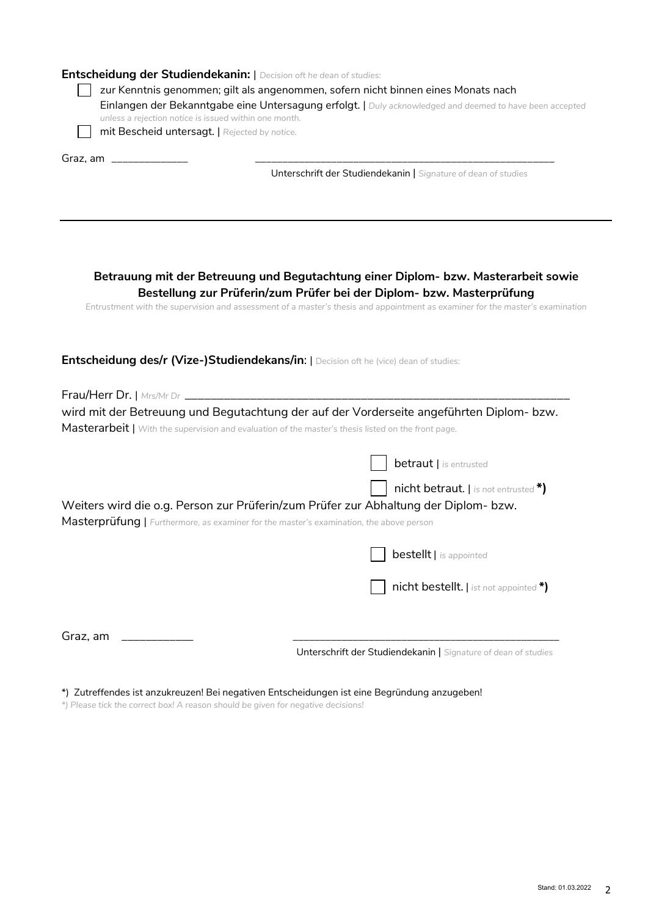**Entscheidung der Studiendekanin:** | *Decision oft he dean of studies:*

☐ zur Kenntnis genommen; gilt als angenommen, sofern nicht binnen eines Monats nach Einlangen der Bekanntgabe eine Untersagung erfolgt. | *Duly acknowledged and deemed to have been accepted unless a rejection notice is issued within one month.*

☐ mit Bescheid untersagt. | *Rejected by notice.*

Graz, am ______________ ____________________________________________________

Unterschrift der Studiendekanin | *Signature of dean of studies*

---

**Betrauung mit der Betreuung und Begutachtung einer Diplom- bzw. Masterarbeit sowie Bestellung zur Prüferin/zum Prüfer bei der Diplom- bzw. Masterprüfung**

*Entrustment with the supervision and assessment of a master's thesis and appointment as examiner for the master's examination*

**Entscheidung des/r (Vize-)Studiendekans/in**: | Decision oft he (vice) dean of studies:

Frau/Herr Dr. | *Mrs/Mr Dr* ______________________________________________________________________

wird mit der Betreuung und Begutachtung der auf der Vorderseite angeführten Diplom- bzw. Masterarbeit | *With the supervision and evaluation of the master's thesis listed on the front page.*

☐ betraut | *is entrusted*

☐ nicht betraut. | *is not entrusted* **\*)**

Weiters wird die o.g. Person zur Prüferin/zum Prüfer zur Abhaltung der Diplom- bzw. Masterprüfung | *Furthermore, as examiner for the master's examination, the above person*

☐ bestellt | *is appointed*

☐ nicht bestellt. | *ist not appointed* **\*)**

Graz, am ____________ ____________________________________________________

Unterschrift der Studiendekanin | *Signature of dean of studies*

\*) Zutreffendes ist anzukreuzen! Bei negativen Entscheidungen ist eine Begründung anzugeben!

*\*) Please tick the correct box! A reason should be given for negative decisions!*

Stand: 01.03.2022